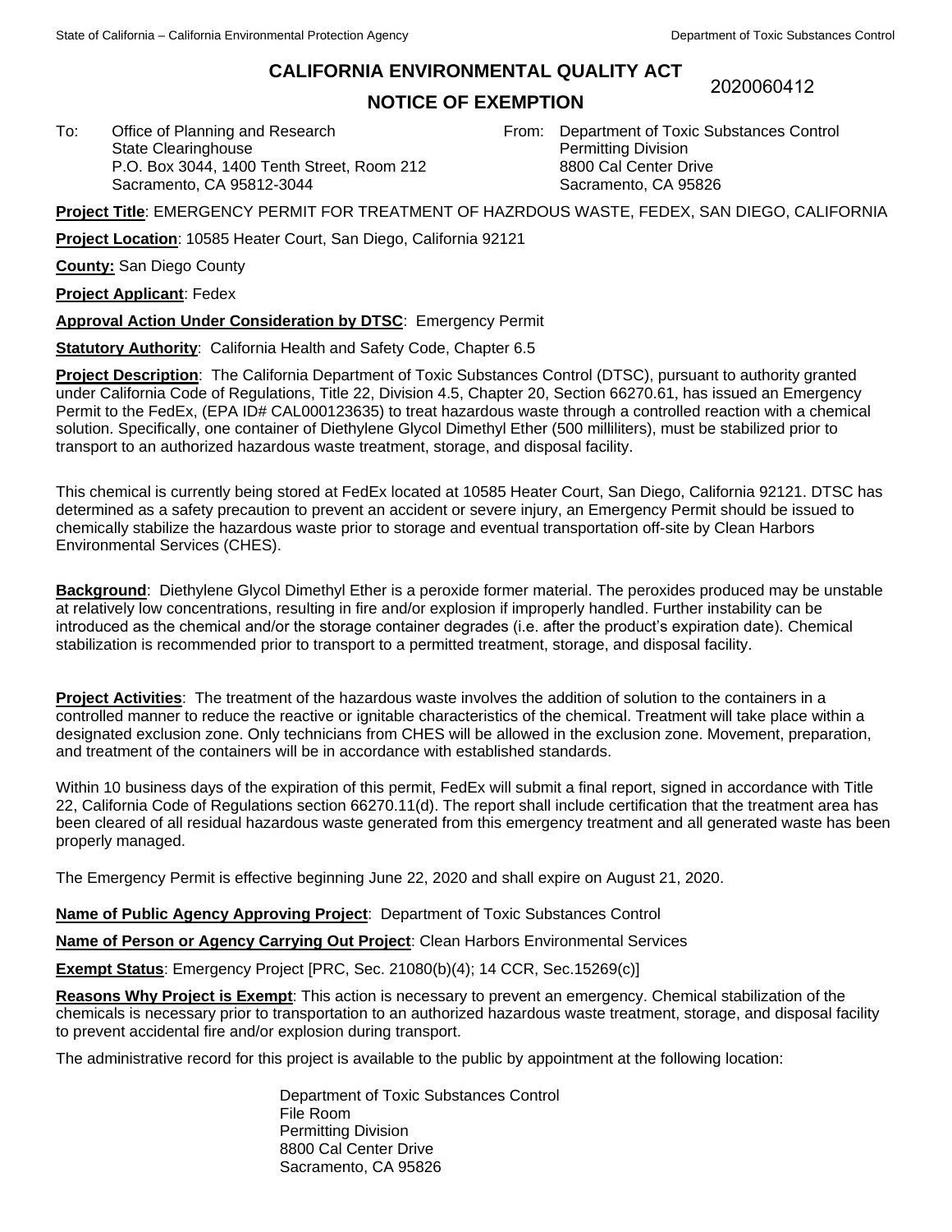State of California – California Environmental Protection Agency

Department of Toxic Substances Control

# CALIFORNIA ENVIRONMENTAL QUALITY ACT

# NOTICE OF EXEMPTION

2020060412

To: Office of Planning and Research
State Clearinghouse
P.O. Box 3044, 1400 Tenth Street, Room 212
Sacramento, CA 95812-3044

From: Department of Toxic Substances Control
Permitting Division
8800 Cal Center Drive
Sacramento, CA 95826

**Project Title**: EMERGENCY PERMIT FOR TREATMENT OF HAZRDOUS WASTE, FEDEX, SAN DIEGO, CALIFORNIA

**Project Location**: 10585 Heater Court, San Diego, California 92121

**County:** San Diego County

**Project Applicant**: Fedex

**Approval Action Under Consideration by DTSC**: Emergency Permit

**Statutory Authority**: California Health and Safety Code, Chapter 6.5

**Project Description**: The California Department of Toxic Substances Control (DTSC), pursuant to authority granted under California Code of Regulations, Title 22, Division 4.5, Chapter 20, Section 66270.61, has issued an Emergency Permit to the FedEx, (EPA ID# CAL000123635) to treat hazardous waste through a controlled reaction with a chemical solution. Specifically, one container of Diethylene Glycol Dimethyl Ether (500 milliliters), must be stabilized prior to transport to an authorized hazardous waste treatment, storage, and disposal facility.

This chemical is currently being stored at FedEx located at 10585 Heater Court, San Diego, California 92121. DTSC has determined as a safety precaution to prevent an accident or severe injury, an Emergency Permit should be issued to chemically stabilize the hazardous waste prior to storage and eventual transportation off-site by Clean Harbors Environmental Services (CHES).

**Background**: Diethylene Glycol Dimethyl Ether is a peroxide former material. The peroxides produced may be unstable at relatively low concentrations, resulting in fire and/or explosion if improperly handled. Further instability can be introduced as the chemical and/or the storage container degrades (i.e. after the product's expiration date). Chemical stabilization is recommended prior to transport to a permitted treatment, storage, and disposal facility.

**Project Activities**: The treatment of the hazardous waste involves the addition of solution to the containers in a controlled manner to reduce the reactive or ignitable characteristics of the chemical. Treatment will take place within a designated exclusion zone. Only technicians from CHES will be allowed in the exclusion zone. Movement, preparation, and treatment of the containers will be in accordance with established standards.

Within 10 business days of the expiration of this permit, FedEx will submit a final report, signed in accordance with Title 22, California Code of Regulations section 66270.11(d). The report shall include certification that the treatment area has been cleared of all residual hazardous waste generated from this emergency treatment and all generated waste has been properly managed.

The Emergency Permit is effective beginning June 22, 2020 and shall expire on August 21, 2020.

**Name of Public Agency Approving Project**: Department of Toxic Substances Control

**Name of Person or Agency Carrying Out Project**: Clean Harbors Environmental Services

**Exempt Status**: Emergency Project [PRC, Sec. 21080(b)(4); 14 CCR, Sec.15269(c)]

**Reasons Why Project is Exempt**: This action is necessary to prevent an emergency. Chemical stabilization of the chemicals is necessary prior to transportation to an authorized hazardous waste treatment, storage, and disposal facility to prevent accidental fire and/or explosion during transport.

The administrative record for this project is available to the public by appointment at the following location:

Department of Toxic Substances Control
File Room
Permitting Division
8800 Cal Center Drive
Sacramento, CA 95826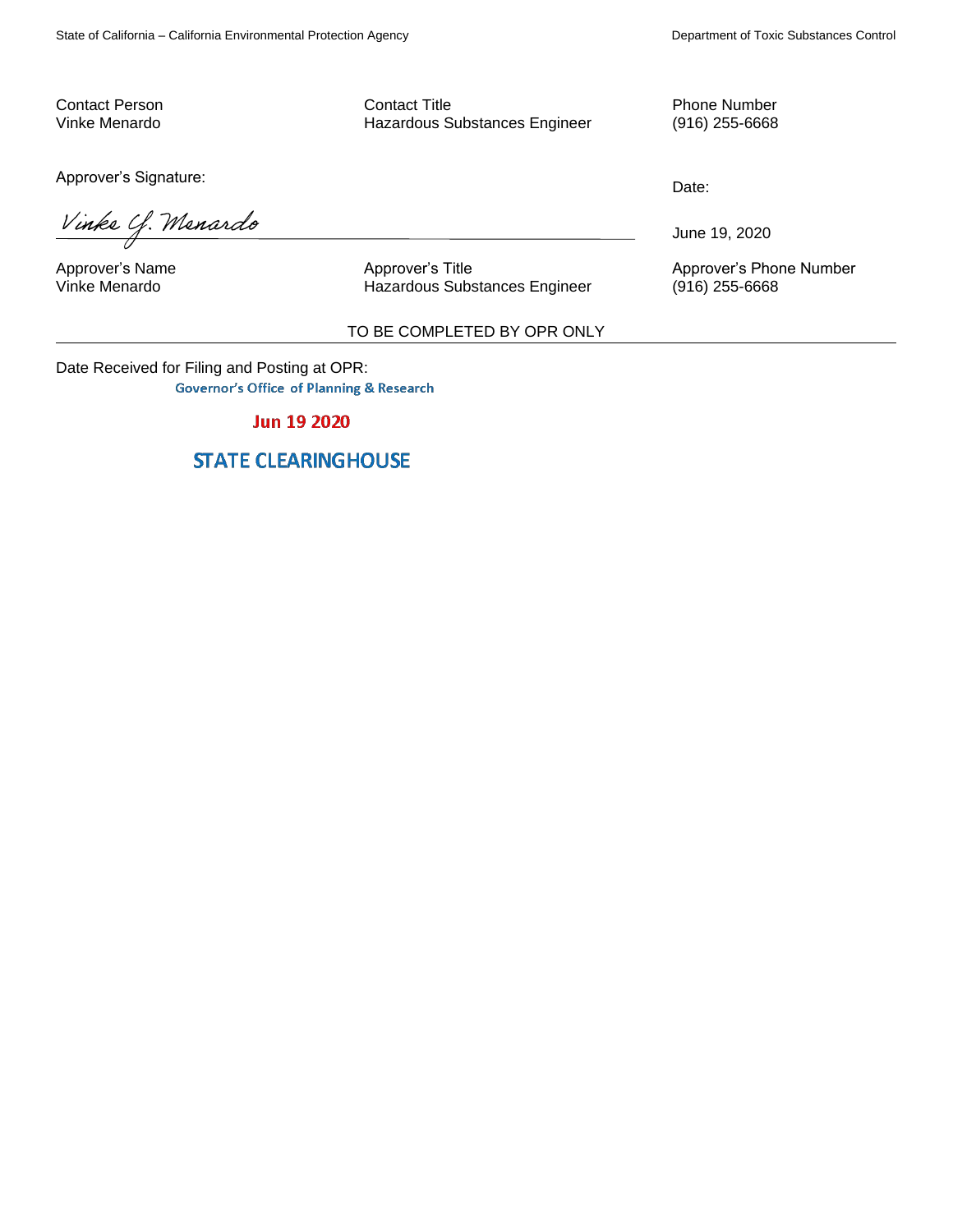| Contact Person | Contact Title | Phone Number |
| --- | --- | --- |
| Vinke Menardo | Hazardous Substances Engineer | (916) 255-6668 |

Approver's Signature:

*Vinke G. Menardo*

Date:

June 19, 2020

| Approver's Name | Approver's Title | Approver's Phone Number |
| --- | --- | --- |
| Vinke Menardo | Hazardous Substances Engineer | (916) 255-6668 |

TO BE COMPLETED BY OPR ONLY

---

Date Received for Filing and Posting at OPR:

Governor's Office of Planning & Research

**Jun 19 2020**

**STATE CLEARINGHOUSE**